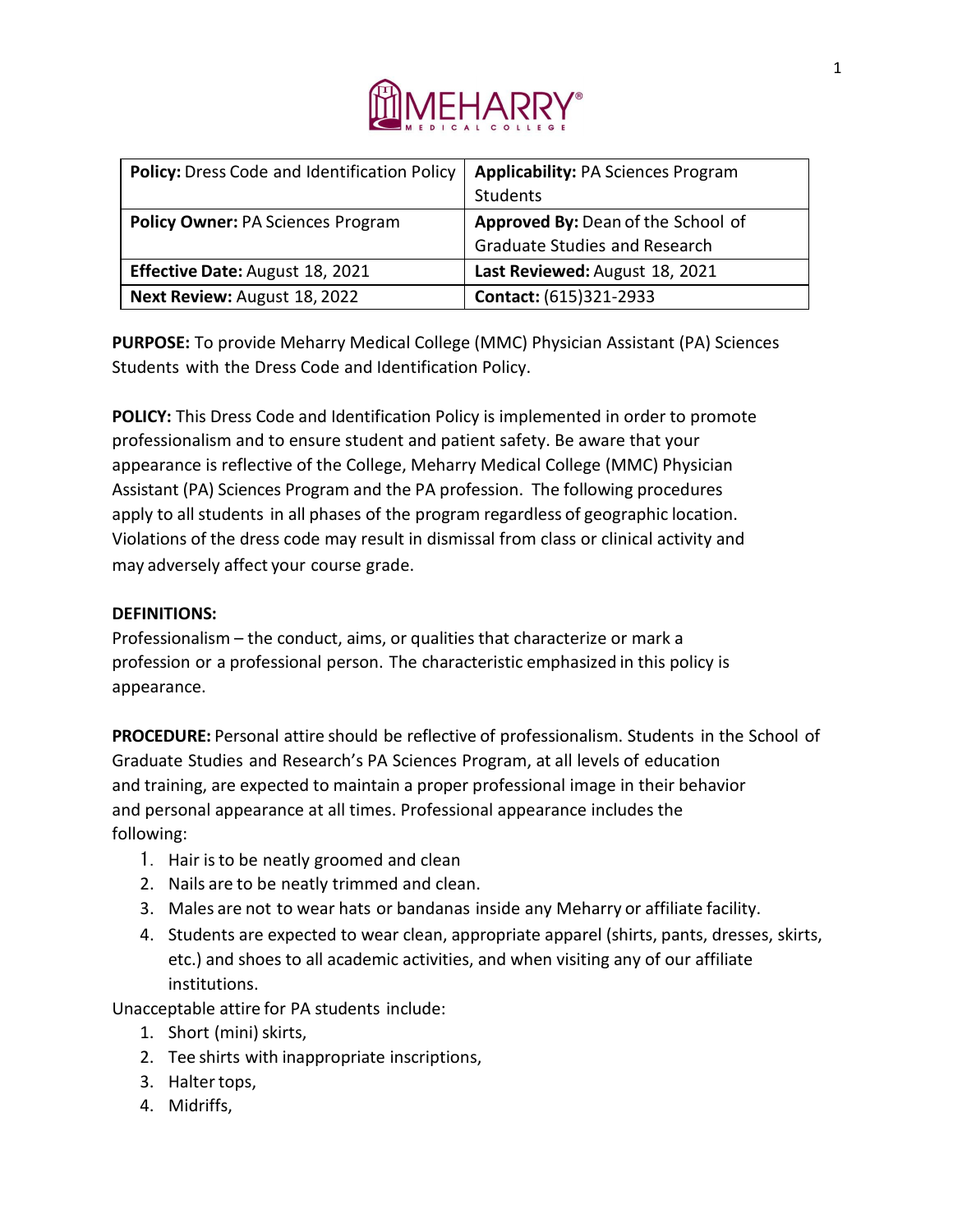| **Policy:** Dress Code and Identification Policy | **Applicability:** PA Sciences Program Students |
|---|---|
| **Policy Owner:** PA Sciences Program | **Approved By:** Dean of the School of Graduate Studies and Research |
| **Effective Date:** August 18, 2021 | **Last Reviewed:** August 18, 2021 |
| **Next Review:** August 18, 2022 | **Contact:** (615)321-2933 |

**PURPOSE:** To provide Meharry Medical College (MMC) Physician Assistant (PA) Sciences Students with the Dress Code and Identification Policy.

**POLICY:** This Dress Code and Identification Policy is implemented in order to promote professionalism and to ensure student and patient safety. Be aware that your appearance is reflective of the College, Meharry Medical College (MMC) Physician Assistant (PA) Sciences Program and the PA profession. The following procedures apply to all students in all phases of the program regardless of geographic location. Violations of the dress code may result in dismissal from class or clinical activity and may adversely affect your course grade.

**DEFINITIONS:**

Professionalism – the conduct, aims, or qualities that characterize or mark a profession or a professional person. The characteristic emphasized in this policy is appearance.

**PROCEDURE:** Personal attire should be reflective of professionalism. Students in the School of Graduate Studies and Research's PA Sciences Program, at all levels of education and training, are expected to maintain a proper professional image in their behavior and personal appearance at all times. Professional appearance includes the following:

1. Hair is to be neatly groomed and clean
2. Nails are to be neatly trimmed and clean.
3. Males are not to wear hats or bandanas inside any Meharry or affiliate facility.
4. Students are expected to wear clean, appropriate apparel (shirts, pants, dresses, skirts, etc.) and shoes to all academic activities, and when visiting any of our affiliate institutions.

Unacceptable attire for PA students include:

1. Short (mini) skirts,
2. Tee shirts with inappropriate inscriptions,
3. Halter tops,
4. Midriffs,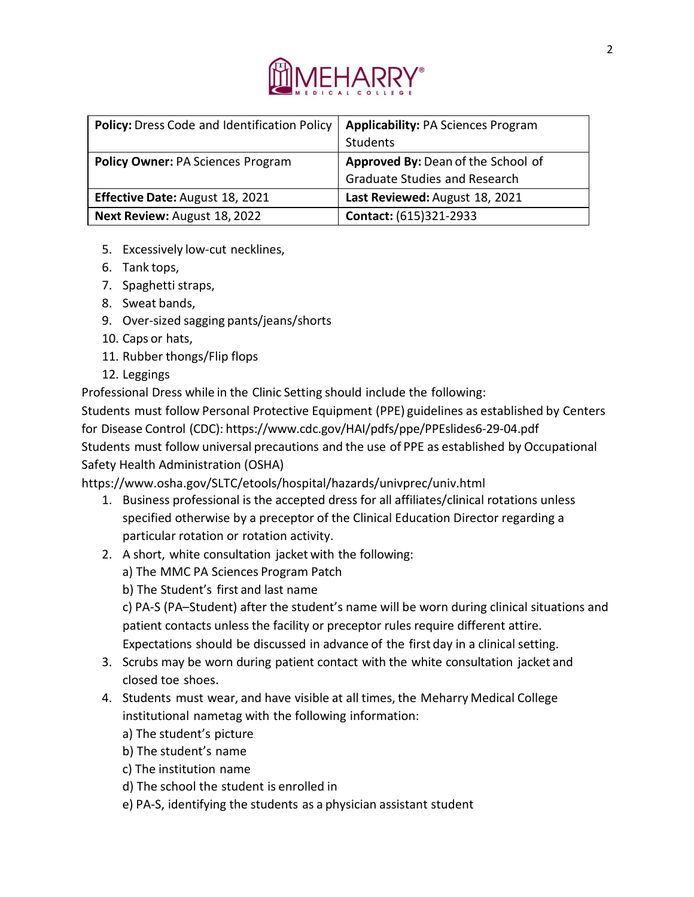| **Policy:** Dress Code and Identification Policy | **Applicability:** PA Sciences Program Students |
|---|---|
| **Policy Owner:** PA Sciences Program | **Approved By:** Dean of the School of Graduate Studies and Research |
| **Effective Date:** August 18, 2021 | **Last Reviewed:** August 18, 2021 |
| **Next Review:** August 18, 2022 | **Contact:** (615)321-2933 |

5. Excessively low-cut necklines,
6. Tank tops,
7. Spaghetti straps,
8. Sweat bands,
9. Over-sized sagging pants/jeans/shorts
10. Caps or hats,
11. Rubber thongs/Flip flops
12. Leggings

Professional Dress while in the Clinic Setting should include the following:

Students must follow Personal Protective Equipment (PPE) guidelines as established by Centers for Disease Control (CDC): https://www.cdc.gov/HAI/pdfs/ppe/PPEslides6-29-04.pdf

Students must follow universal precautions and the use of PPE as established by Occupational Safety Health Administration (OSHA) https://www.osha.gov/SLTC/etools/hospital/hazards/univprec/univ.html

1. Business professional is the accepted dress for all affiliates/clinical rotations unless specified otherwise by a preceptor of the Clinical Education Director regarding a particular rotation or rotation activity.
2. A short, white consultation jacket with the following:
   a) The MMC PA Sciences Program Patch
   b) The Student's first and last name
   c) PA-S (PA–Student) after the student's name will be worn during clinical situations and patient contacts unless the facility or preceptor rules require different attire. Expectations should be discussed in advance of the first day in a clinical setting.
3. Scrubs may be worn during patient contact with the white consultation jacket and closed toe shoes.
4. Students must wear, and have visible at all times, the Meharry Medical College institutional nametag with the following information:
   a) The student's picture
   b) The student's name
   c) The institution name
   d) The school the student is enrolled in
   e) PA-S, identifying the students as a physician assistant student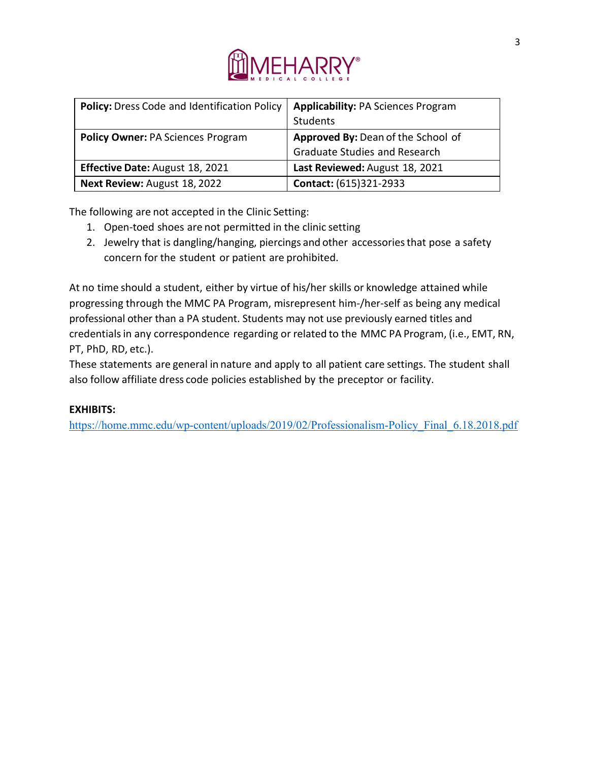| | |
|---|---|
| **Policy:** Dress Code and Identification Policy | **Applicability:** PA Sciences Program Students |
| **Policy Owner:** PA Sciences Program | **Approved By:** Dean of the School of Graduate Studies and Research |
| **Effective Date:** August 18, 2021 | **Last Reviewed:** August 18, 2021 |
| **Next Review:** August 18, 2022 | **Contact:** (615)321-2933 |

The following are not accepted in the Clinic Setting:

1. Open-toed shoes are not permitted in the clinic setting
2. Jewelry that is dangling/hanging, piercings and other accessories that pose a safety concern for the student or patient are prohibited.

At no time should a student, either by virtue of his/her skills or knowledge attained while progressing through the MMC PA Program, misrepresent him-/her-self as being any medical professional other than a PA student. Students may not use previously earned titles and credentials in any correspondence regarding or related to the MMC PA Program, (i.e., EMT, RN, PT, PhD, RD, etc.).

These statements are general in nature and apply to all patient care settings. The student shall also follow affiliate dress code policies established by the preceptor or facility.

**EXHIBITS:**

https://home.mmc.edu/wp-content/uploads/2019/02/Professionalism-Policy_Final_6.18.2018.pdf